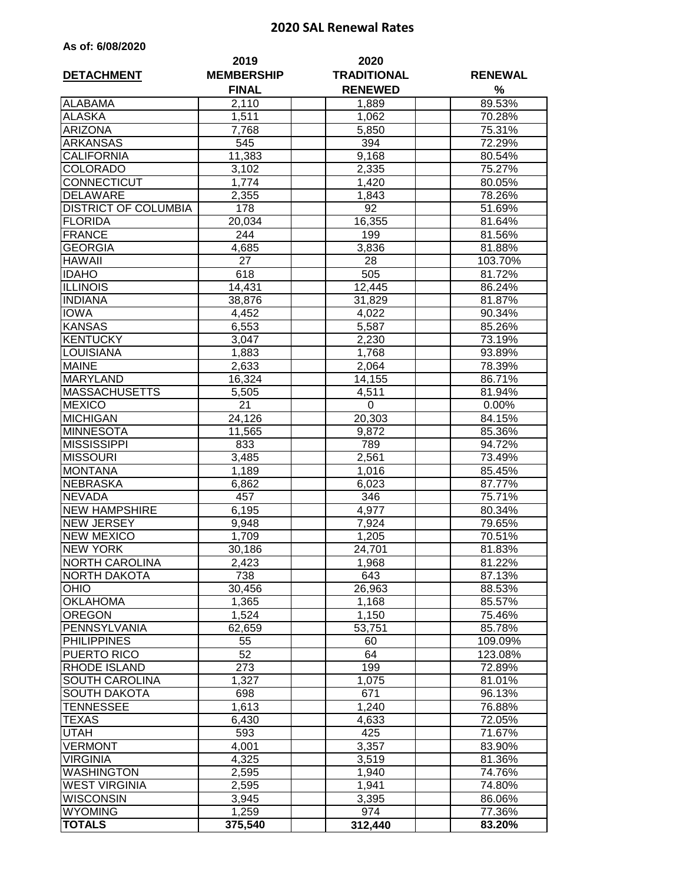## 2020 SAL Renewal Rates

**As of: 6/08/2020**

| DETACHMENT | 2019 MEMBERSHIP FINAL | 2020 TRADITIONAL RENEWED | RENEWAL % |
|---|---|---|---|
| ALABAMA | 2,110 | 1,889 | 89.53% |
| ALASKA | 1,511 | 1,062 | 70.28% |
| ARIZONA | 7,768 | 5,850 | 75.31% |
| ARKANSAS | 545 | 394 | 72.29% |
| CALIFORNIA | 11,383 | 9,168 | 80.54% |
| COLORADO | 3,102 | 2,335 | 75.27% |
| CONNECTICUT | 1,774 | 1,420 | 80.05% |
| DELAWARE | 2,355 | 1,843 | 78.26% |
| DISTRICT OF COLUMBIA | 178 | 92 | 51.69% |
| FLORIDA | 20,034 | 16,355 | 81.64% |
| FRANCE | 244 | 199 | 81.56% |
| GEORGIA | 4,685 | 3,836 | 81.88% |
| HAWAII | 27 | 28 | 103.70% |
| IDAHO | 618 | 505 | 81.72% |
| ILLINOIS | 14,431 | 12,445 | 86.24% |
| INDIANA | 38,876 | 31,829 | 81.87% |
| IOWA | 4,452 | 4,022 | 90.34% |
| KANSAS | 6,553 | 5,587 | 85.26% |
| KENTUCKY | 3,047 | 2,230 | 73.19% |
| LOUISIANA | 1,883 | 1,768 | 93.89% |
| MAINE | 2,633 | 2,064 | 78.39% |
| MARYLAND | 16,324 | 14,155 | 86.71% |
| MASSACHUSETTS | 5,505 | 4,511 | 81.94% |
| MEXICO | 21 | 0 | 0.00% |
| MICHIGAN | 24,126 | 20,303 | 84.15% |
| MINNESOTA | 11,565 | 9,872 | 85.36% |
| MISSISSIPPI | 833 | 789 | 94.72% |
| MISSOURI | 3,485 | 2,561 | 73.49% |
| MONTANA | 1,189 | 1,016 | 85.45% |
| NEBRASKA | 6,862 | 6,023 | 87.77% |
| NEVADA | 457 | 346 | 75.71% |
| NEW HAMPSHIRE | 6,195 | 4,977 | 80.34% |
| NEW JERSEY | 9,948 | 7,924 | 79.65% |
| NEW MEXICO | 1,709 | 1,205 | 70.51% |
| NEW YORK | 30,186 | 24,701 | 81.83% |
| NORTH CAROLINA | 2,423 | 1,968 | 81.22% |
| NORTH DAKOTA | 738 | 643 | 87.13% |
| OHIO | 30,456 | 26,963 | 88.53% |
| OKLAHOMA | 1,365 | 1,168 | 85.57% |
| OREGON | 1,524 | 1,150 | 75.46% |
| PENNSYLVANIA | 62,659 | 53,751 | 85.78% |
| PHILIPPINES | 55 | 60 | 109.09% |
| PUERTO RICO | 52 | 64 | 123.08% |
| RHODE ISLAND | 273 | 199 | 72.89% |
| SOUTH CAROLINA | 1,327 | 1,075 | 81.01% |
| SOUTH DAKOTA | 698 | 671 | 96.13% |
| TENNESSEE | 1,613 | 1,240 | 76.88% |
| TEXAS | 6,430 | 4,633 | 72.05% |
| UTAH | 593 | 425 | 71.67% |
| VERMONT | 4,001 | 3,357 | 83.90% |
| VIRGINIA | 4,325 | 3,519 | 81.36% |
| WASHINGTON | 2,595 | 1,940 | 74.76% |
| WEST VIRGINIA | 2,595 | 1,941 | 74.80% |
| WISCONSIN | 3,945 | 3,395 | 86.06% |
| WYOMING | 1,259 | 974 | 77.36% |
| **TOTALS** | **375,540** | **312,440** | **83.20%** |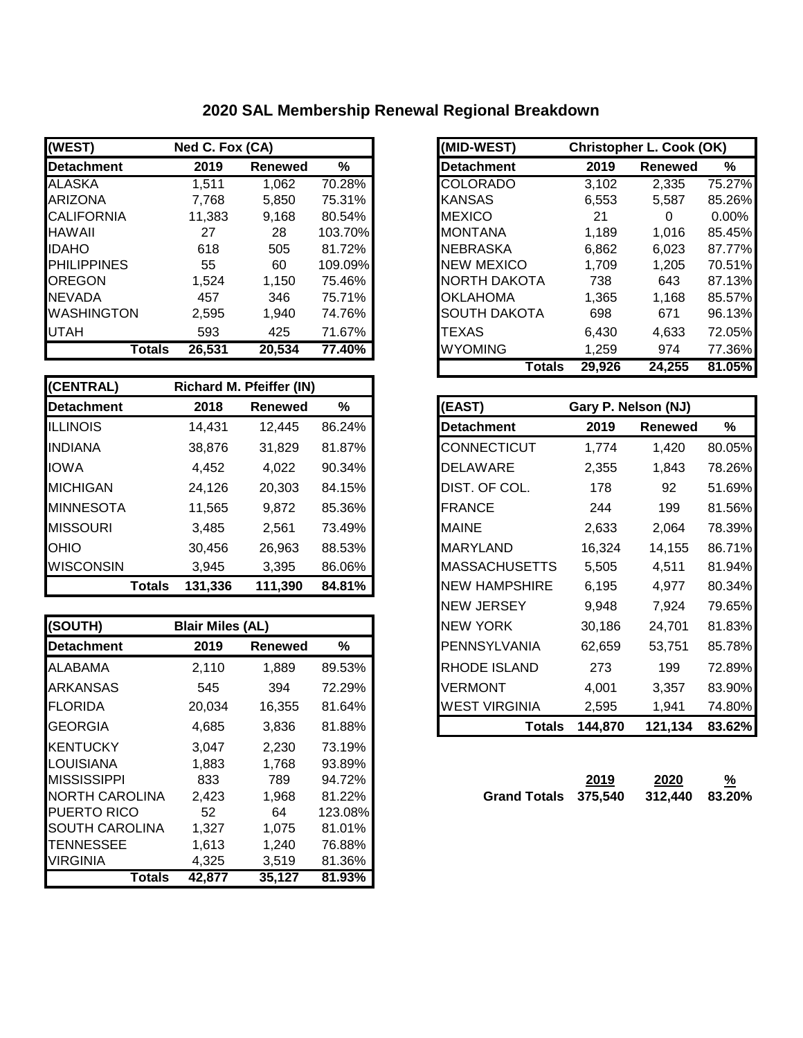# 2020 SAL Membership Renewal Regional Breakdown

| (WEST) | Ned C. Fox (CA) | | |
|---|---|---|---|
| Detachment | 2019 | Renewed | % |
| ALASKA | 1,511 | 1,062 | 70.28% |
| ARIZONA | 7,768 | 5,850 | 75.31% |
| CALIFORNIA | 11,383 | 9,168 | 80.54% |
| HAWAII | 27 | 28 | 103.70% |
| IDAHO | 618 | 505 | 81.72% |
| PHILIPPINES | 55 | 60 | 109.09% |
| OREGON | 1,524 | 1,150 | 75.46% |
| NEVADA | 457 | 346 | 75.71% |
| WASHINGTON | 2,595 | 1,940 | 74.76% |
| UTAH | 593 | 425 | 71.67% |
| Totals | 26,531 | 20,534 | 77.40% |

| (MID-WEST) | Christopher L. Cook (OK) | | |
|---|---|---|---|
| Detachment | 2019 | Renewed | % |
| COLORADO | 3,102 | 2,335 | 75.27% |
| KANSAS | 6,553 | 5,587 | 85.26% |
| MEXICO | 21 | 0 | 0.00% |
| MONTANA | 1,189 | 1,016 | 85.45% |
| NEBRASKA | 6,862 | 6,023 | 87.77% |
| NEW MEXICO | 1,709 | 1,205 | 70.51% |
| NORTH DAKOTA | 738 | 643 | 87.13% |
| OKLAHOMA | 1,365 | 1,168 | 85.57% |
| SOUTH DAKOTA | 698 | 671 | 96.13% |
| TEXAS | 6,430 | 4,633 | 72.05% |
| WYOMING | 1,259 | 974 | 77.36% |
| Totals | 29,926 | 24,255 | 81.05% |

| (CENTRAL) | Richard M. Pfeiffer (IN) | | |
|---|---|---|---|
| Detachment | 2018 | Renewed | % |
| ILLINOIS | 14,431 | 12,445 | 86.24% |
| INDIANA | 38,876 | 31,829 | 81.87% |
| IOWA | 4,452 | 4,022 | 90.34% |
| MICHIGAN | 24,126 | 20,303 | 84.15% |
| MINNESOTA | 11,565 | 9,872 | 85.36% |
| MISSOURI | 3,485 | 2,561 | 73.49% |
| OHIO | 30,456 | 26,963 | 88.53% |
| WISCONSIN | 3,945 | 3,395 | 86.06% |
| Totals | 131,336 | 111,390 | 84.81% |

| (EAST) | Gary P. Nelson (NJ) | | |
|---|---|---|---|
| Detachment | 2019 | Renewed | % |
| CONNECTICUT | 1,774 | 1,420 | 80.05% |
| DELAWARE | 2,355 | 1,843 | 78.26% |
| DIST. OF COL. | 178 | 92 | 51.69% |
| FRANCE | 244 | 199 | 81.56% |
| MAINE | 2,633 | 2,064 | 78.39% |
| MARYLAND | 16,324 | 14,155 | 86.71% |
| MASSACHUSETTS | 5,505 | 4,511 | 81.94% |
| NEW HAMPSHIRE | 6,195 | 4,977 | 80.34% |
| NEW JERSEY | 9,948 | 7,924 | 79.65% |
| NEW YORK | 30,186 | 24,701 | 81.83% |
| PENNSYLVANIA | 62,659 | 53,751 | 85.78% |
| RHODE ISLAND | 273 | 199 | 72.89% |
| VERMONT | 4,001 | 3,357 | 83.90% |
| WEST VIRGINIA | 2,595 | 1,941 | 74.80% |
| Totals | 144,870 | 121,134 | 83.62% |

| (SOUTH) | Blair Miles (AL) | | |
|---|---|---|---|
| Detachment | 2019 | Renewed | % |
| ALABAMA | 2,110 | 1,889 | 89.53% |
| ARKANSAS | 545 | 394 | 72.29% |
| FLORIDA | 20,034 | 16,355 | 81.64% |
| GEORGIA | 4,685 | 3,836 | 81.88% |
| KENTUCKY | 3,047 | 2,230 | 73.19% |
| LOUISIANA | 1,883 | 1,768 | 93.89% |
| MISSISSIPPI | 833 | 789 | 94.72% |
| NORTH CAROLINA | 2,423 | 1,968 | 81.22% |
| PUERTO RICO | 52 | 64 | 123.08% |
| SOUTH CAROLINA | 1,327 | 1,075 | 81.01% |
| TENNESSEE | 1,613 | 1,240 | 76.88% |
| VIRGINIA | 4,325 | 3,519 | 81.36% |
| Totals | 42,877 | 35,127 | 81.93% |

| | 2019 | 2020 | % |
|---|---|---|---|
| Grand Totals | 375,540 | 312,440 | 83.20% |